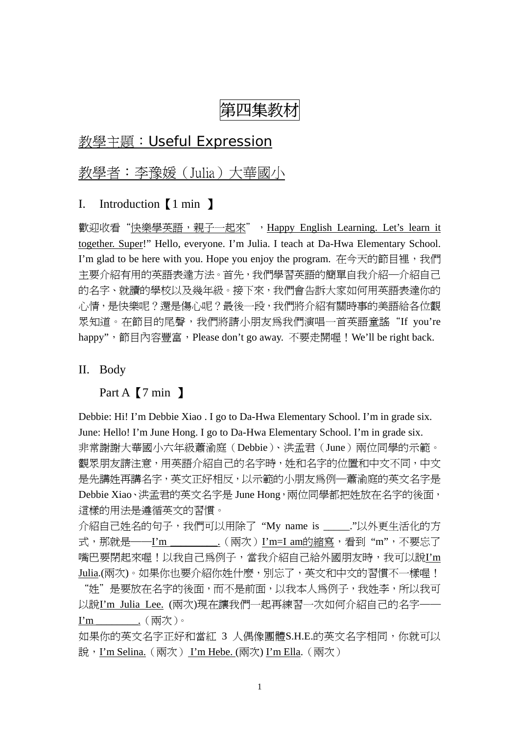# 第四集教材

## 教學主題：Useful Expression

## 教學者：李豫媛（Julia）大華國小

I. Introduction【1 min 】

歡迎收看“快樂學英語，親子一起來”，Happy English Learning. Let's learn it together. Super!” Hello, everyone. I'm Julia. I teach at Da-Hwa Elementary School. I'm glad to be here with you. Hope you enjoy the program. 在今天的節目裡，我們主要介紹有用的英語表達方法。首先，我們學習英語的簡單自我介紹—介紹自己的名字、就讀的學校以及幾年級。接下來，我們會告訴大家如何用英語表達你的心情，是快樂呢？還是傷心呢？最後一段，我們將介紹有關時事的美語給各位觀眾知道。在節目的尾聲，我們將請小朋友為我們演唱一首英語童謠“If you're happy”，節目內容豐富，Please don't go away. 不要走開喔！We'll be right back.

II. Body

Part A【7 min 】

Debbie: Hi! I'm Debbie Xiao . I go to Da-Hwa Elementary School. I'm in grade six.
June: Hello! I'm June Hong. I go to Da-Hwa Elementary School. I'm in grade six.
非常謝謝大華國小六年級蕭渝庭（Debbie）、洪孟君（June）兩位同學的示範。觀眾朋友請注意，用英語介紹自己的名字時，姓和名字的位置和中文不同，中文是先講姓再講名字，英文正好相反，以示範的小朋友為例—蕭渝庭的英文名字是 Debbie Xiao、洪孟君的英文名字是 June Hong，兩位同學都把姓放在名字的後面，這樣的用法是遵循英文的習慣。

介紹自己姓名的句子，我們可以用除了 “My name is _____.”以外更生活化的方式，那就是——I'm _________.（兩次）I'm=I am的縮寫，看到 “m”，不要忘了嘴巴要閉起來喔！以我自己為例子，當我介紹自己給外國朋友時，我可以說I'm Julia.(兩次)。如果你也要介紹你姓什麼，別忘了，英文和中文的習慣不一樣喔！“姓”是要放在名字的後面，而不是前面，以我本人為例子，我姓李，所以我可以說I'm Julia Lee. (兩次)現在讓我們一起再練習一次如何介紹自己的名字——I'm ________.（兩次）。

如果你的英文名字正好和當紅 3 人偶像團體S.H.E.的英文名字相同，你就可以說，I'm Selina.（兩次） I'm Hebe. (兩次) I'm Ella.（兩次）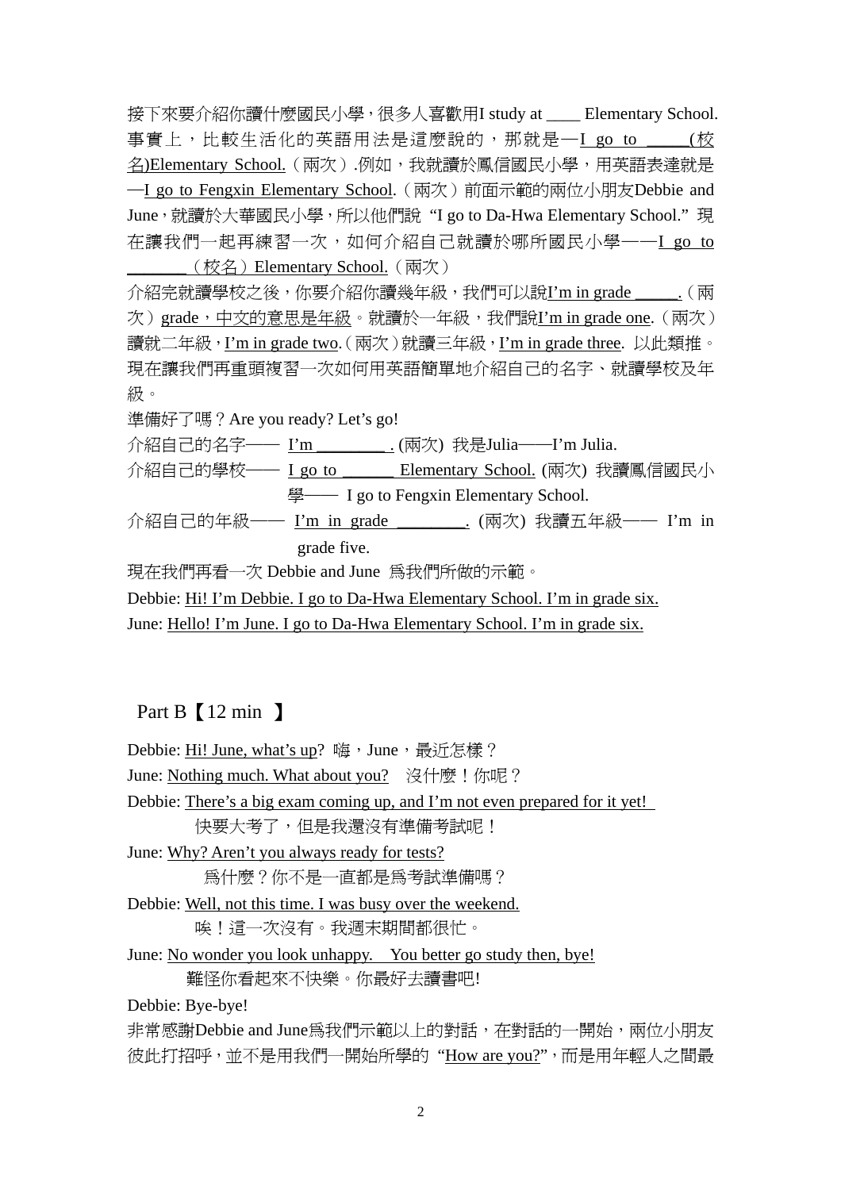接下來要介紹你讀什麼國民小學，很多人喜歡用I study at ____ Elementary School. 事實上，比較生活化的英語用法是這麼說的，那就是—I go to _____(校名)Elementary School.（兩次）.例如，我就讀於鳳信國民小學，用英語表達就是—I go to Fengxin Elementary School.（兩次）前面示範的兩位小朋友Debbie and June，就讀於大華國民小學，所以他們說 "I go to Da-Hwa Elementary School." 現在讓我們一起再練習一次，如何介紹自己就讀於哪所國民小學——I go to _______（校名）Elementary School.（兩次）

介紹完就讀學校之後，你要介紹你讀幾年級，我們可以說I'm in grade _____.（兩次）grade，中文的意思是年級。就讀於一年級，我們說I'm in grade one.（兩次）讀就二年級，I'm in grade two.（兩次）就讀三年級，I'm in grade three. 以此類推。現在讓我們再重頭複習一次如何用英語簡單地介紹自己的名字、就讀學校及年級。

準備好了嗎？Are you ready? Let's go!

介紹自己的名字—— I'm ________. (兩次) 我是Julia——I'm Julia.

介紹自己的學校—— I go to ______ Elementary School. (兩次) 我讀鳳信國民小學—— I go to Fengxin Elementary School.

介紹自己的年級—— I'm in grade ________. (兩次) 我讀五年級—— I'm in grade five.

現在我們再看一次 Debbie and June 爲我們所做的示範。

Debbie: Hi! I'm Debbie. I go to Da-Hwa Elementary School. I'm in grade six.

June: Hello! I'm June. I go to Da-Hwa Elementary School. I'm in grade six.

## Part B【12 min 】

Debbie: Hi! June, what's up? 嗨，June，最近怎樣？

June: Nothing much. What about you? 沒什麼！你呢？

Debbie: There's a big exam coming up, and I'm not even prepared for it yet!
快要大考了，但是我還沒有準備考試呢！

June: Why? Aren't you always ready for tests?
爲什麼？你不是一直都是爲考試準備嗎？

Debbie: Well, not this time. I was busy over the weekend.
唉！這一次沒有。我週末期間都很忙。

June: No wonder you look unhappy. You better go study then, bye!
難怪你看起來不快樂。你最好去讀書吧!

Debbie: Bye-bye!

非常感謝Debbie and June爲我們示範以上的對話，在對話的一開始，兩位小朋友彼此打招呼，並不是用我們一開始所學的 "How are you?"，而是用年輕人之間最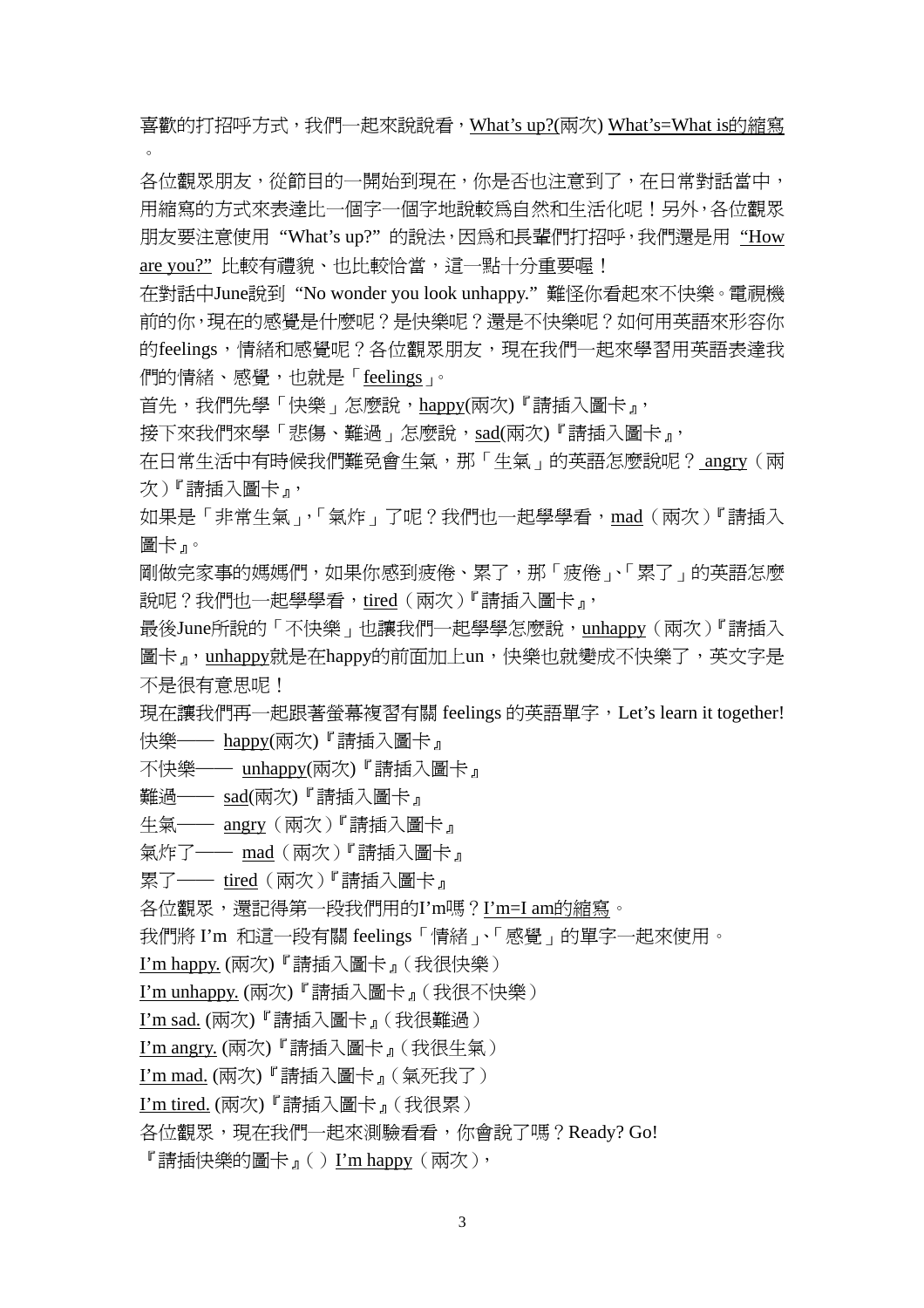喜歡的打招呼方式，我們一起來說說看，<u>What's up?</u>(兩次) <u>What's=What is的縮寫</u>。

各位觀眾朋友，從節目的一開始到現在，你是否也注意到了，在日常對話當中，用縮寫的方式來表達比一個字一個字地說較為自然和生活化呢！另外，各位觀眾朋友要注意使用 "What's up?" 的說法，因為和長輩們打招呼，我們還是用 <u>"How are you?"</u> 比較有禮貌、也比較恰當，這一點十分重要喔！

在對話中June說到 "No wonder you look unhappy." 難怪你看起來不快樂。電視機前的你，現在的感覺是什麼呢？是快樂呢？還是不快樂呢？如何用英語來形容你的feelings，情緒和感覺呢？各位觀眾朋友，現在我們一起來學習用英語表達我們的情緒、感覺，也就是「<u>feelings</u>」。

首先，我們先學「快樂」怎麼說，<u>happy</u>(兩次)『請插入圖卡』，

接下來我們來學「悲傷、難過」怎麼說，<u>sad</u>(兩次)『請插入圖卡』，

在日常生活中有時候我們難免會生氣，那「生氣」的英語怎麼說呢？<u>angry</u>（兩次）『請插入圖卡』，

如果是「非常生氣」，「氣炸」了呢？我們也一起學學看，<u>mad</u>（兩次）『請插入圖卡』。

剛做完家事的媽媽們，如果你感到疲倦、累了，那「疲倦」、「累了」的英語怎麼說呢？我們也一起學學看，<u>tired</u>（兩次）『請插入圖卡』，

最後June所說的「不快樂」也讓我們一起學學怎麼說，<u>unhappy</u>（兩次）『請插入圖卡』，<u>unhappy</u>就是在happy的前面加上un，快樂也就變成不快樂了，英文字是不是很有意思呢！

現在讓我們再一起跟著螢幕複習有關 feelings 的英語單字，Let's learn it together!

快樂—— <u>happy</u>(兩次)『請插入圖卡』

不快樂—— <u>unhappy</u>(兩次)『請插入圖卡』

難過—— <u>sad</u>(兩次)『請插入圖卡』

生氣—— <u>angry</u>（兩次）『請插入圖卡』

氣炸了—— <u>mad</u>（兩次）『請插入圖卡』

累了—— <u>tired</u>（兩次）『請插入圖卡』

各位觀眾，還記得第一段我們用的I'm嗎？<u>I'm=I am的縮寫</u>。

我們將 I'm 和這一段有關 feelings「情緒」、「感覺」的單字一起來使用。

<u>I'm happy.</u> (兩次)『請插入圖卡』（我很快樂）

<u>I'm unhappy.</u> (兩次)『請插入圖卡』（我很不快樂）

<u>I'm sad.</u> (兩次)『請插入圖卡』（我很難過）

<u>I'm angry.</u> (兩次)『請插入圖卡』（我很生氣）

<u>I'm mad.</u> (兩次)『請插入圖卡』（氣死我了）

<u>I'm tired.</u> (兩次)『請插入圖卡』（我很累）

各位觀眾，現在我們一起來測驗看看，你會說了嗎？Ready? Go!

『請插快樂的圖卡』（ ）<u>I'm happy</u>（兩次），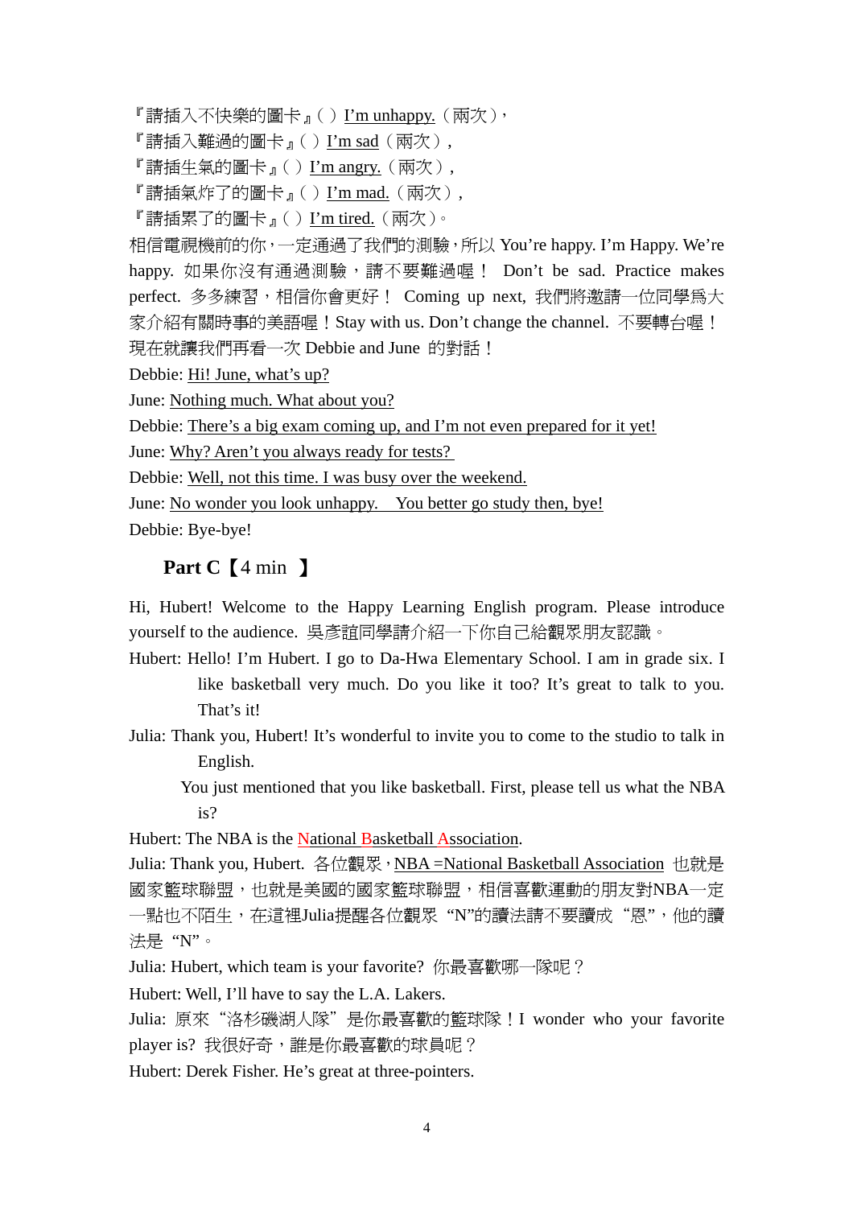『請插入不快樂的圖卡』( ) I'm unhappy.（兩次），

『請插入難過的圖卡』( ) I'm sad（兩次），

『請插生氣的圖卡』( ) I'm angry.（兩次），

『請插氣炸了的圖卡』( ) I'm mad.（兩次），

『請插累了的圖卡』( ) I'm tired.（兩次）。

相信電視機前的你，一定通過了我們的測驗，所以 You're happy. I'm Happy. We're happy. 如果你沒有通過測驗，請不要難過喔！ Don't be sad. Practice makes perfect. 多多練習，相信你會更好！ Coming up next, 我們將邀請一位同學爲大家介紹有關時事的美語喔！Stay with us. Don't change the channel. 不要轉台喔！現在就讓我們再看一次 Debbie and June 的對話！

Debbie: Hi! June, what's up?

June: Nothing much. What about you?

Debbie: There's a big exam coming up, and I'm not even prepared for it yet!

June: Why? Aren't you always ready for tests?

Debbie: Well, not this time. I was busy over the weekend.

June: No wonder you look unhappy. You better go study then, bye!

Debbie: Bye-bye!

**Part C【4 min 】**

Hi, Hubert! Welcome to the Happy Learning English program. Please introduce yourself to the audience. 吳彥誼同學請介紹一下你自己給觀眾朋友認識。

Hubert: Hello! I'm Hubert. I go to Da-Hwa Elementary School. I am in grade six. I like basketball very much. Do you like it too? It's great to talk to you. That's it!

Julia: Thank you, Hubert! It's wonderful to invite you to come to the studio to talk in English.

You just mentioned that you like basketball. First, please tell us what the NBA is?

Hubert: The NBA is the National Basketball Association.

Julia: Thank you, Hubert. 各位觀眾，NBA =National Basketball Association 也就是國家籃球聯盟，也就是美國的國家籃球聯盟，相信喜歡運動的朋友對NBA一定一點也不陌生，在這裡Julia提醒各位觀眾 "N"的讀法請不要讀成 "恩"，他的讀法是 "N"。

Julia: Hubert, which team is your favorite? 你最喜歡哪一隊呢？

Hubert: Well, I'll have to say the L.A. Lakers.

Julia: 原來 "洛杉磯湖人隊" 是你最喜歡的籃球隊！I wonder who your favorite player is? 我很好奇，誰是你最喜歡的球員呢？

Hubert: Derek Fisher. He's great at three-pointers.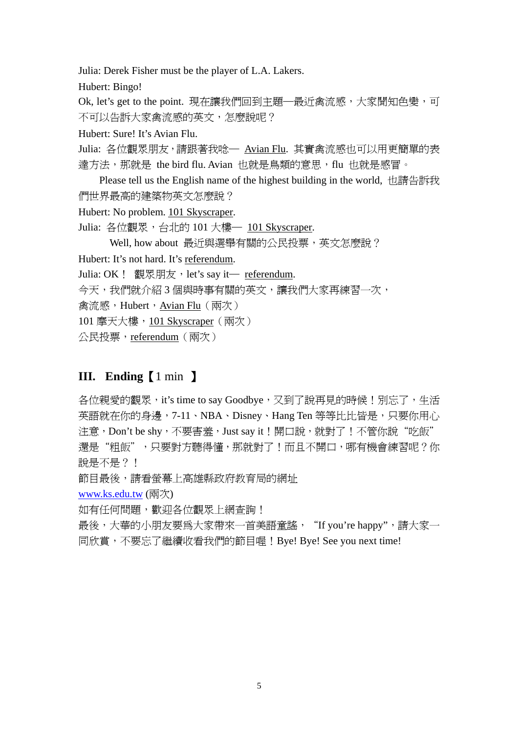Julia: Derek Fisher must be the player of L.A. Lakers.

Hubert: Bingo!

Ok, let's get to the point. 現在讓我們回到主題—最近禽流感，大家聞知色變，可不可以告訴大家禽流感的英文，怎麼說呢？

Hubert: Sure! It's Avian Flu.

Julia: 各位觀眾朋友，請跟著我唸— <u>Avian Flu</u>. 其實禽流感也可以用更簡單的表達方法，那就是 the bird flu. Avian 也就是鳥類的意思，flu 也就是感冒。

Please tell us the English name of the highest building in the world, 也請告訴我們世界最高的建築物英文怎麼說？

Hubert: No problem. <u>101 Skyscraper</u>.

Julia: 各位觀眾，台北的 101 大樓— <u>101 Skyscraper</u>.

Well, how about 最近與選舉有關的公民投票，英文怎麼說？

Hubert: It's not hard. It's <u>referendum</u>.

Julia: OK！ 觀眾朋友，let's say it— <u>referendum</u>.

今天，我們就介紹 3 個與時事有關的英文，讓我們大家再練習一次，

禽流感，Hubert，<u>Avian Flu</u>（兩次）

101 摩天大樓，<u>101 Skyscraper</u>（兩次）

公民投票，<u>referendum</u>（兩次）

## III. Ending【1 min 】

各位親愛的觀眾，it's time to say Goodbye，又到了說再見的時候！別忘了，生活英語就在你的身邊，7-11、NBA、Disney、Hang Ten 等等比比皆是，只要你用心注意，Don't be shy，不要害羞，Just say it！開口說，就對了！不管你說"吃飯"還是"粗飯"，只要對方聽得懂，那就對了！而且不開口，哪有機會練習呢？你說是不是？！

節目最後，請看螢幕上高雄縣政府教育局的網址

www.ks.edu.tw (兩次)

如有任何問題，歡迎各位觀眾上網查詢！

最後，大華的小朋友要為大家帶來一首美語童謠，"If you're happy"，請大家一同欣賞，不要忘了繼續收看我們的節目喔！Bye! Bye! See you next time!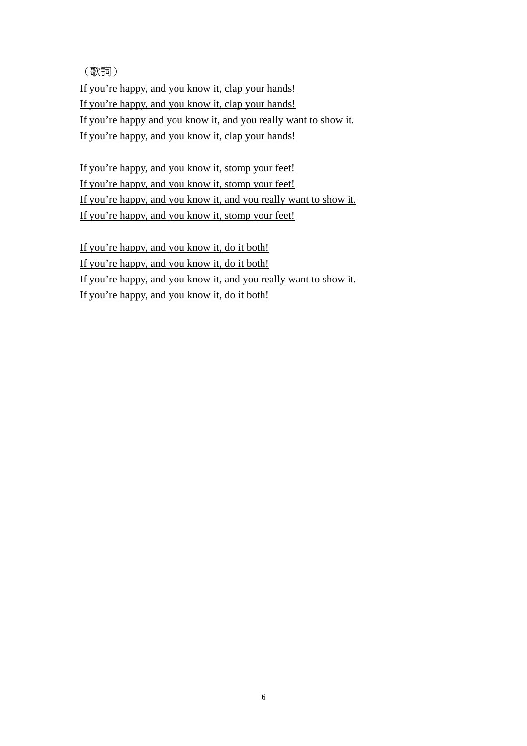（歌詞）

If you’re happy, and you know it, clap your hands!
If you’re happy, and you know it, clap your hands!
If you’re happy and you know it, and you really want to show it.
If you’re happy, and you know it, clap your hands!

If you’re happy, and you know it, stomp your feet!
If you’re happy, and you know it, stomp your feet!
If you’re happy, and you know it, and you really want to show it.
If you’re happy, and you know it, stomp your feet!

If you’re happy, and you know it, do it both!
If you’re happy, and you know it, do it both!
If you’re happy, and you know it, and you really want to show it.
If you’re happy, and you know it, do it both!